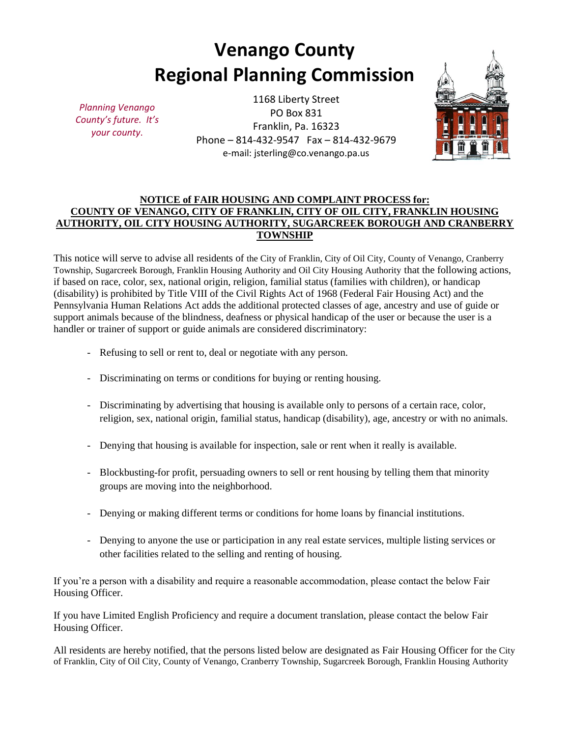# Venango County
# Regional Planning Commission

*Planning Venango County's future. It's your county.*

1168 Liberty Street
PO Box 831
Franklin, Pa. 16323
Phone – 814-432-9547 Fax – 814-432-9679
e-mail: jsterling@co.venango.pa.us

**NOTICE of FAIR HOUSING AND COMPLAINT PROCESS for: COUNTY OF VENANGO, CITY OF FRANKLIN, CITY OF OIL CITY, FRANKLIN HOUSING AUTHORITY, OIL CITY HOUSING AUTHORITY, SUGARCREEK BOROUGH AND CRANBERRY TOWNSHIP**

This notice will serve to advise all residents of the City of Franklin, City of Oil City, County of Venango, Cranberry Township, Sugarcreek Borough, Franklin Housing Authority and Oil City Housing Authority that the following actions, if based on race, color, sex, national origin, religion, familial status (families with children), or handicap (disability) is prohibited by Title VIII of the Civil Rights Act of 1968 (Federal Fair Housing Act) and the Pennsylvania Human Relations Act adds the additional protected classes of age, ancestry and use of guide or support animals because of the blindness, deafness or physical handicap of the user or because the user is a handler or trainer of support or guide animals are considered discriminatory:

- Refusing to sell or rent to, deal or negotiate with any person.
- Discriminating on terms or conditions for buying or renting housing.
- Discriminating by advertising that housing is available only to persons of a certain race, color, religion, sex, national origin, familial status, handicap (disability), age, ancestry or with no animals.
- Denying that housing is available for inspection, sale or rent when it really is available.
- Blockbusting-for profit, persuading owners to sell or rent housing by telling them that minority groups are moving into the neighborhood.
- Denying or making different terms or conditions for home loans by financial institutions.
- Denying to anyone the use or participation in any real estate services, multiple listing services or other facilities related to the selling and renting of housing.

If you're a person with a disability and require a reasonable accommodation, please contact the below Fair Housing Officer.

If you have Limited English Proficiency and require a document translation, please contact the below Fair Housing Officer.

All residents are hereby notified, that the persons listed below are designated as Fair Housing Officer for the City of Franklin, City of Oil City, County of Venango, Cranberry Township, Sugarcreek Borough, Franklin Housing Authority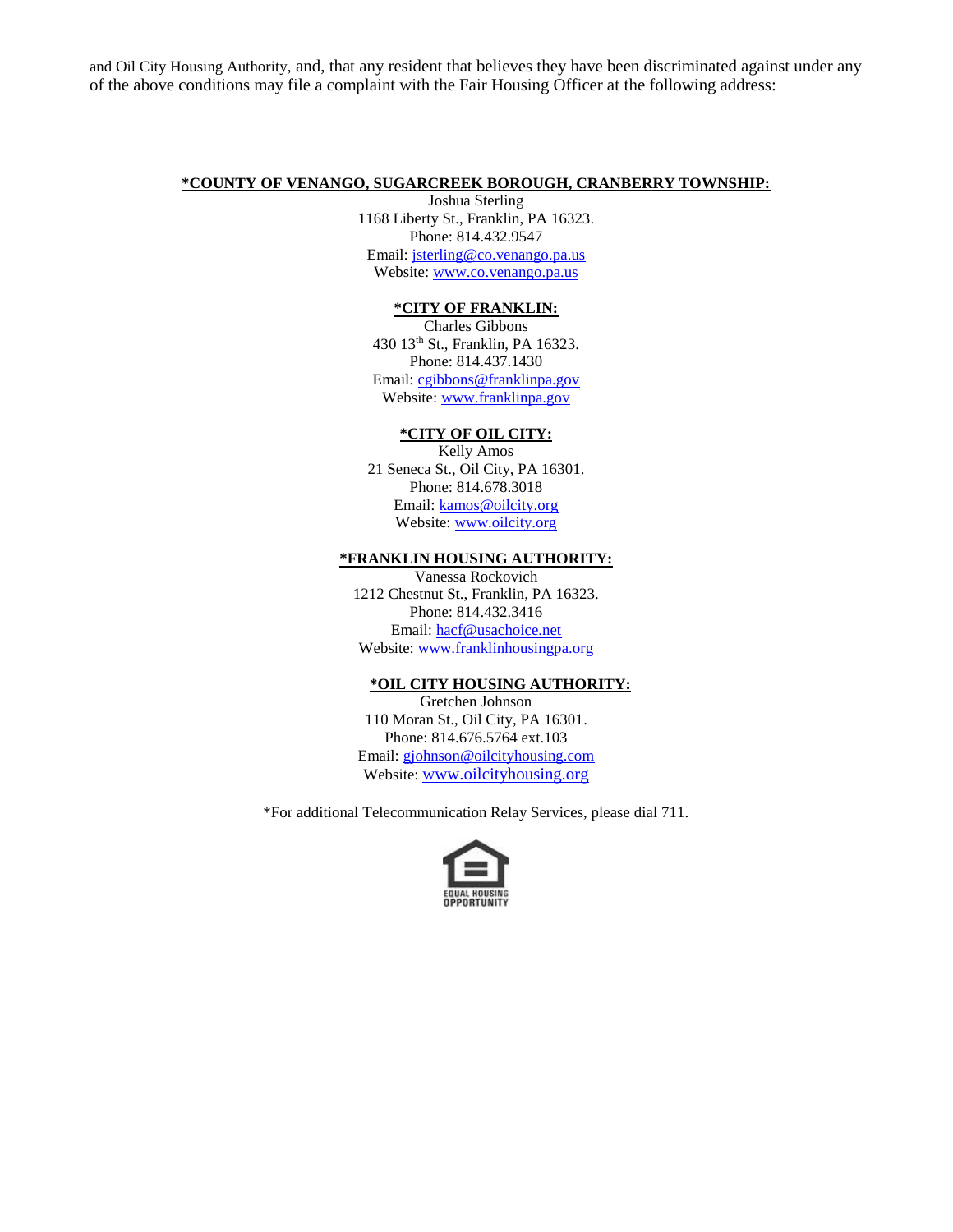and Oil City Housing Authority, and, that any resident that believes they have been discriminated against under any of the above conditions may file a complaint with the Fair Housing Officer at the following address:

**\*COUNTY OF VENANGO, SUGARCREEK BOROUGH, CRANBERRY TOWNSHIP:**

Joshua Sterling
1168 Liberty St., Franklin, PA 16323.
Phone: 814.432.9547
Email: jsterling@co.venango.pa.us
Website: www.co.venango.pa.us

**\*CITY OF FRANKLIN:**

Charles Gibbons
430 13th St., Franklin, PA 16323.
Phone: 814.437.1430
Email: cgibbons@franklinpa.gov
Website: www.franklinpa.gov

**\*CITY OF OIL CITY:**

Kelly Amos
21 Seneca St., Oil City, PA 16301.
Phone: 814.678.3018
Email: kamos@oilcity.org
Website: www.oilcity.org

**\*FRANKLIN HOUSING AUTHORITY:**

Vanessa Rockovich
1212 Chestnut St., Franklin, PA 16323.
Phone: 814.432.3416
Email: hacf@usachoice.net
Website: www.franklinhousingpa.org

**\*OIL CITY HOUSING AUTHORITY:**

Gretchen Johnson
110 Moran St., Oil City, PA 16301.
Phone: 814.676.5764 ext.103
Email: gjohnson@oilcityhousing.com
Website: www.oilcityhousing.org

\*For additional Telecommunication Relay Services, please dial 711.

EQUAL HOUSING OPPORTUNITY